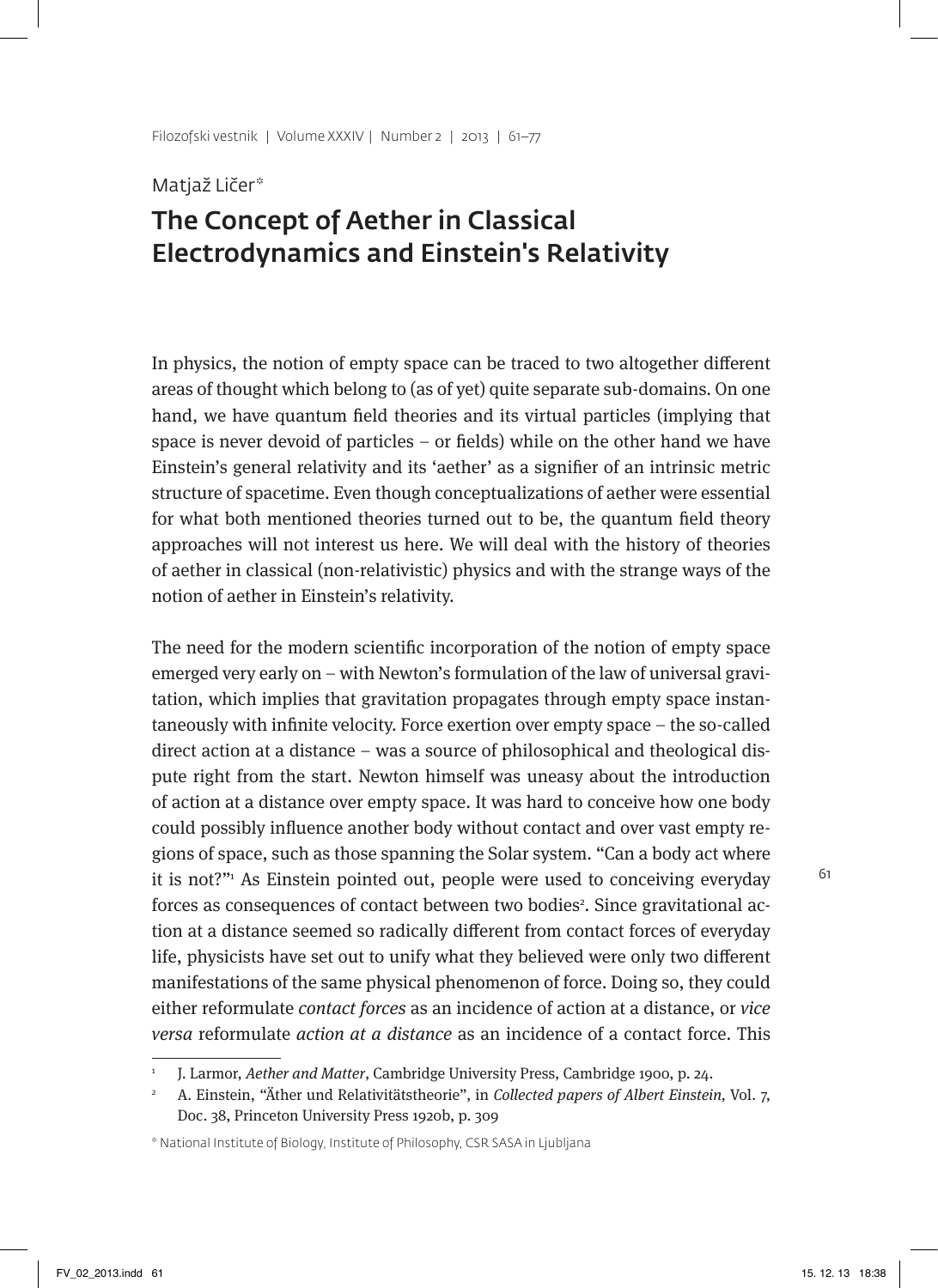Matjaž Ličer*

# The Concept of Aether in Classical Electrodynamics and Einstein's Relativity

In physics, the notion of empty space can be traced to two altogether different areas of thought which belong to (as of yet) quite separate sub-domains. On one hand, we have quantum field theories and its virtual particles (implying that space is never devoid of particles – or fields) while on the other hand we have Einstein's general relativity and its 'aether' as a signifier of an intrinsic metric structure of spacetime. Even though conceptualizations of aether were essential for what both mentioned theories turned out to be, the quantum field theory approaches will not interest us here. We will deal with the history of theories of aether in classical (non-relativistic) physics and with the strange ways of the notion of aether in Einstein's relativity.

The need for the modern scientific incorporation of the notion of empty space emerged very early on – with Newton's formulation of the law of universal gravitation, which implies that gravitation propagates through empty space instantaneously with infinite velocity. Force exertion over empty space – the so-called direct action at a distance – was a source of philosophical and theological dispute right from the start. Newton himself was uneasy about the introduction of action at a distance over empty space. It was hard to conceive how one body could possibly influence another body without contact and over vast empty regions of space, such as those spanning the Solar system. "Can a body act where it is not?"[1] As Einstein pointed out, people were used to conceiving everyday forces as consequences of contact between two bodies[2]. Since gravitational action at a distance seemed so radically different from contact forces of everyday life, physicists have set out to unify what they believed were only two different manifestations of the same physical phenomenon of force. Doing so, they could either reformulate *contact forces* as an incidence of action at a distance, or *vice versa* reformulate *action at a distance* as an incidence of a contact force. This

[1] J. Larmor, *Aether and Matter*, Cambridge University Press, Cambridge 1900, p. 24.

[2] A. Einstein, "Äther und Relativitätstheorie", in *Collected papers of Albert Einstein*, Vol. 7, Doc. 38, Princeton University Press 1920b, p. 309

* National Institute of Biology, Institute of Philosophy, CSR SASA in Ljubljana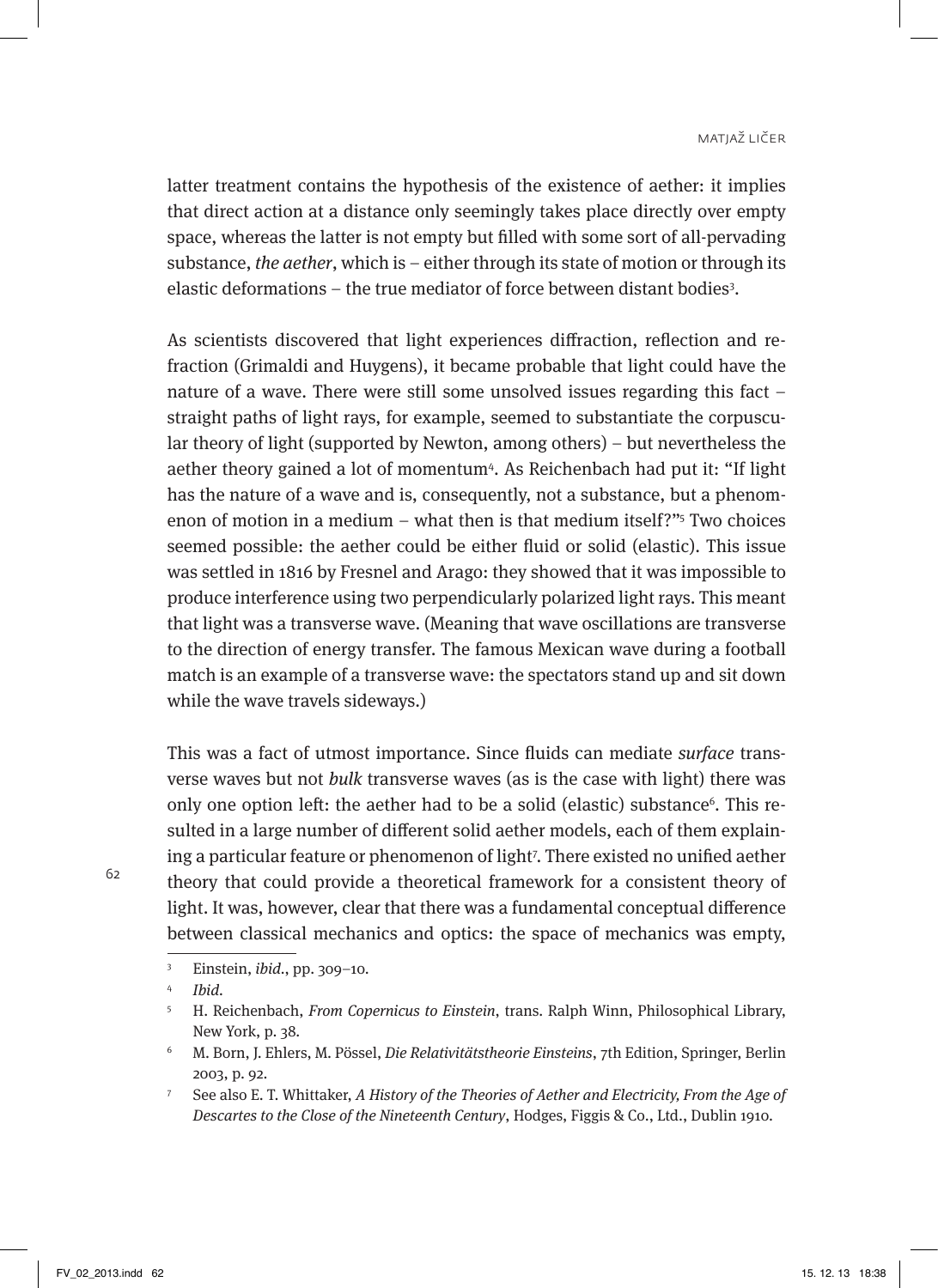latter treatment contains the hypothesis of the existence of aether: it implies that direct action at a distance only seemingly takes place directly over empty space, whereas the latter is not empty but filled with some sort of all-pervading substance, *the aether*, which is – either through its state of motion or through its elastic deformations – the true mediator of force between distant bodies[3].

As scientists discovered that light experiences diffraction, reflection and refraction (Grimaldi and Huygens), it became probable that light could have the nature of a wave. There were still some unsolved issues regarding this fact – straight paths of light rays, for example, seemed to substantiate the corpuscular theory of light (supported by Newton, among others) – but nevertheless the aether theory gained a lot of momentum[4]. As Reichenbach had put it: "If light has the nature of a wave and is, consequently, not a substance, but a phenomenon of motion in a medium – what then is that medium itself?"[5] Two choices seemed possible: the aether could be either fluid or solid (elastic). This issue was settled in 1816 by Fresnel and Arago: they showed that it was impossible to produce interference using two perpendicularly polarized light rays. This meant that light was a transverse wave. (Meaning that wave oscillations are transverse to the direction of energy transfer. The famous Mexican wave during a football match is an example of a transverse wave: the spectators stand up and sit down while the wave travels sideways.)

This was a fact of utmost importance. Since fluids can mediate *surface* transverse waves but not *bulk* transverse waves (as is the case with light) there was only one option left: the aether had to be a solid (elastic) substance[6]. This resulted in a large number of different solid aether models, each of them explaining a particular feature or phenomenon of light[7]. There existed no unified aether theory that could provide a theoretical framework for a consistent theory of light. It was, however, clear that there was a fundamental conceptual difference between classical mechanics and optics: the space of mechanics was empty,

---

[3] Einstein, *ibid*., pp. 309–10.

[4] *Ibid*.

[5] H. Reichenbach, *From Copernicus to Einstein*, trans. Ralph Winn, Philosophical Library, New York, p. 38.

[6] M. Born, J. Ehlers, M. Pössel, *Die Relativitätstheorie Einsteins*, 7th Edition, Springer, Berlin 2003, p. 92.

[7] See also E. T. Whittaker, *A History of the Theories of Aether and Electricity, From the Age of Descartes to the Close of the Nineteenth Century*, Hodges, Figgis & Co., Ltd., Dublin 1910.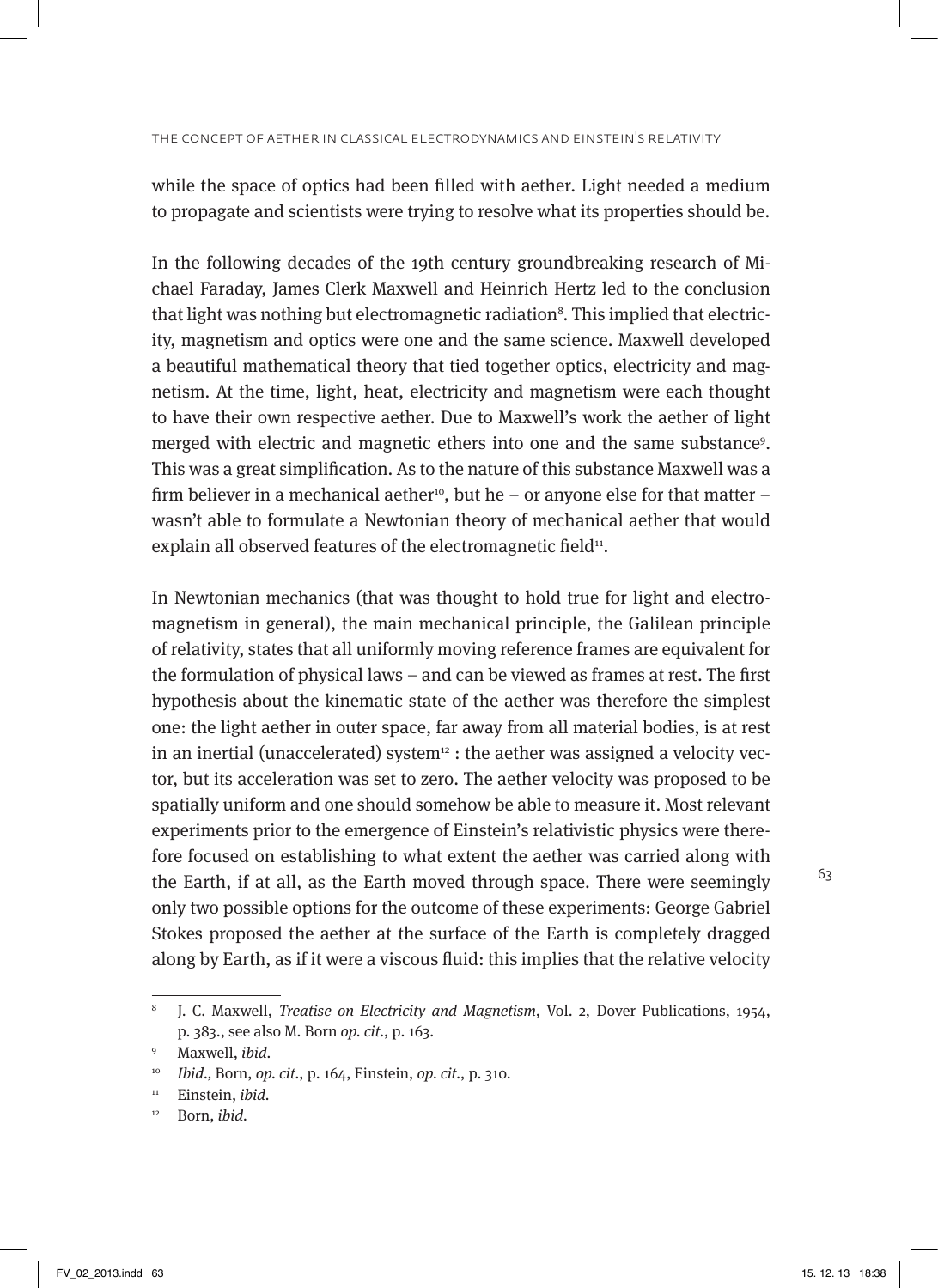while the space of optics had been filled with aether. Light needed a medium to propagate and scientists were trying to resolve what its properties should be.

In the following decades of the 19th century groundbreaking research of Michael Faraday, James Clerk Maxwell and Heinrich Hertz led to the conclusion that light was nothing but electromagnetic radiation[8]. This implied that electricity, magnetism and optics were one and the same science. Maxwell developed a beautiful mathematical theory that tied together optics, electricity and magnetism. At the time, light, heat, electricity and magnetism were each thought to have their own respective aether. Due to Maxwell's work the aether of light merged with electric and magnetic ethers into one and the same substance[9]. This was a great simplification. As to the nature of this substance Maxwell was a firm believer in a mechanical aether[10], but he – or anyone else for that matter – wasn't able to formulate a Newtonian theory of mechanical aether that would explain all observed features of the electromagnetic field[11].

In Newtonian mechanics (that was thought to hold true for light and electromagnetism in general), the main mechanical principle, the Galilean principle of relativity, states that all uniformly moving reference frames are equivalent for the formulation of physical laws – and can be viewed as frames at rest. The first hypothesis about the kinematic state of the aether was therefore the simplest one: the light aether in outer space, far away from all material bodies, is at rest in an inertial (unaccelerated) system[12] : the aether was assigned a velocity vector, but its acceleration was set to zero. The aether velocity was proposed to be spatially uniform and one should somehow be able to measure it. Most relevant experiments prior to the emergence of Einstein's relativistic physics were therefore focused on establishing to what extent the aether was carried along with the Earth, if at all, as the Earth moved through space. There were seemingly only two possible options for the outcome of these experiments: George Gabriel Stokes proposed the aether at the surface of the Earth is completely dragged along by Earth, as if it were a viscous fluid: this implies that the relative velocity

---

[8] J. C. Maxwell, *Treatise on Electricity and Magnetism*, Vol. 2, Dover Publications, 1954, p. 383., see also M. Born *op. cit.*, p. 163.

[9] Maxwell, *ibid.*

[10] *Ibid.*, Born, *op. cit.*, p. 164, Einstein, *op. cit.*, p. 310.

[11] Einstein, *ibid.*

[12] Born, *ibid.*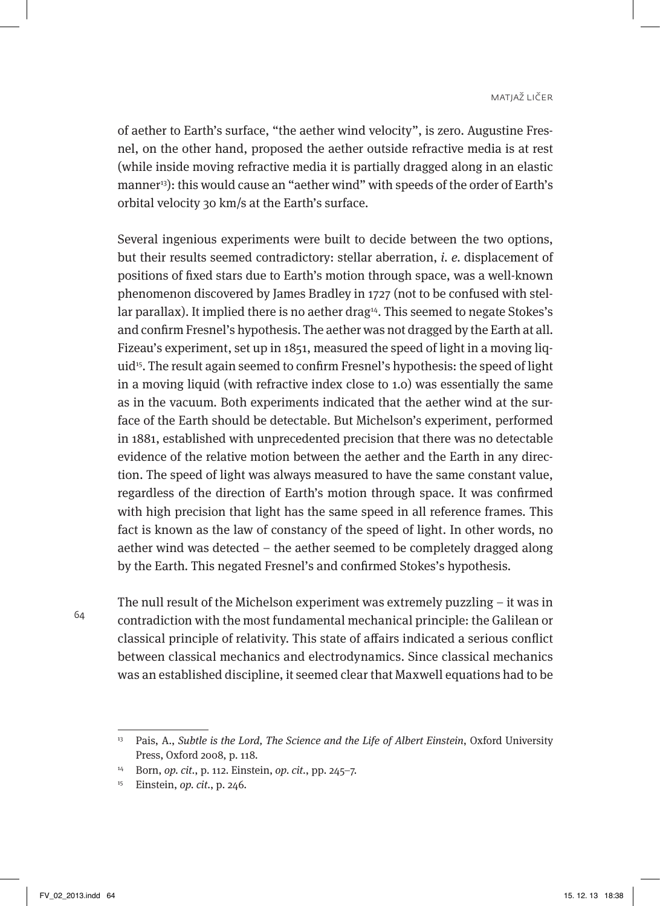of aether to Earth's surface, "the aether wind velocity", is zero. Augustine Fresnel, on the other hand, proposed the aether outside refractive media is at rest (while inside moving refractive media it is partially dragged along in an elastic manner[13]): this would cause an "aether wind" with speeds of the order of Earth's orbital velocity 30 km/s at the Earth's surface.

Several ingenious experiments were built to decide between the two options, but their results seemed contradictory: stellar aberration, *i. e.* displacement of positions of fixed stars due to Earth's motion through space, was a well-known phenomenon discovered by James Bradley in 1727 (not to be confused with stellar parallax). It implied there is no aether drag[14]. This seemed to negate Stokes's and confirm Fresnel's hypothesis. The aether was not dragged by the Earth at all. Fizeau's experiment, set up in 1851, measured the speed of light in a moving liquid[15]. The result again seemed to confirm Fresnel's hypothesis: the speed of light in a moving liquid (with refractive index close to 1.0) was essentially the same as in the vacuum. Both experiments indicated that the aether wind at the surface of the Earth should be detectable. But Michelson's experiment, performed in 1881, established with unprecedented precision that there was no detectable evidence of the relative motion between the aether and the Earth in any direction. The speed of light was always measured to have the same constant value, regardless of the direction of Earth's motion through space. It was confirmed with high precision that light has the same speed in all reference frames. This fact is known as the law of constancy of the speed of light. In other words, no aether wind was detected – the aether seemed to be completely dragged along by the Earth. This negated Fresnel's and confirmed Stokes's hypothesis.

The null result of the Michelson experiment was extremely puzzling – it was in contradiction with the most fundamental mechanical principle: the Galilean or classical principle of relativity. This state of affairs indicated a serious conflict between classical mechanics and electrodynamics. Since classical mechanics was an established discipline, it seemed clear that Maxwell equations had to be

---

[13] Pais, A., *Subtle is the Lord, The Science and the Life of Albert Einstein*, Oxford University Press, Oxford 2008, p. 118.

[14] Born, *op. cit.*, p. 112. Einstein, *op. cit.*, pp. 245–7.

[15] Einstein, *op. cit.*, p. 246.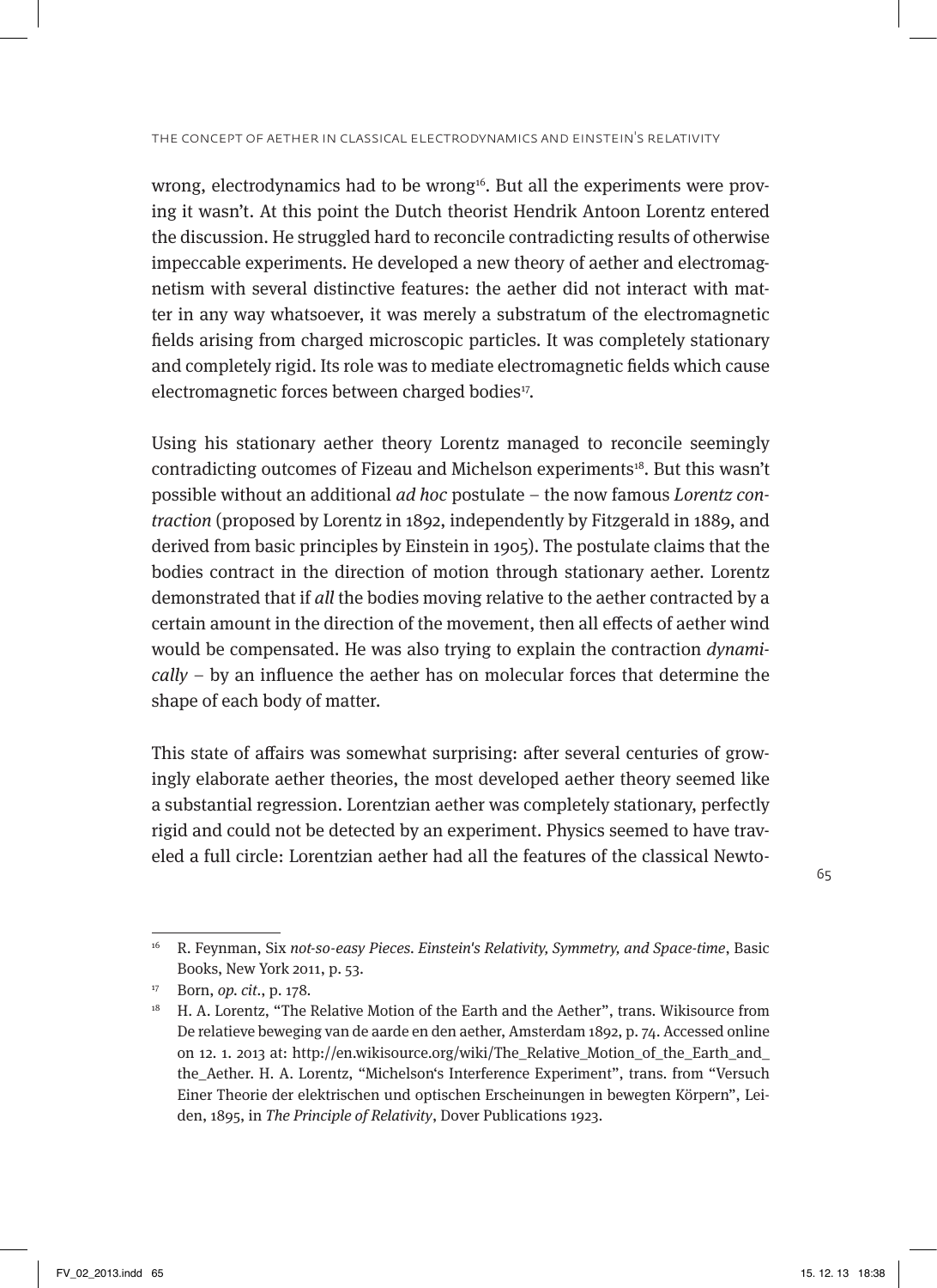wrong, electrodynamics had to be wrong[16]. But all the experiments were proving it wasn't. At this point the Dutch theorist Hendrik Antoon Lorentz entered the discussion. He struggled hard to reconcile contradicting results of otherwise impeccable experiments. He developed a new theory of aether and electromagnetism with several distinctive features: the aether did not interact with matter in any way whatsoever, it was merely a substratum of the electromagnetic fields arising from charged microscopic particles. It was completely stationary and completely rigid. Its role was to mediate electromagnetic fields which cause electromagnetic forces between charged bodies[17].

Using his stationary aether theory Lorentz managed to reconcile seemingly contradicting outcomes of Fizeau and Michelson experiments[18]. But this wasn't possible without an additional *ad hoc* postulate – the now famous *Lorentz contraction* (proposed by Lorentz in 1892, independently by Fitzgerald in 1889, and derived from basic principles by Einstein in 1905). The postulate claims that the bodies contract in the direction of motion through stationary aether. Lorentz demonstrated that if *all* the bodies moving relative to the aether contracted by a certain amount in the direction of the movement, then all effects of aether wind would be compensated. He was also trying to explain the contraction *dynamically* – by an influence the aether has on molecular forces that determine the shape of each body of matter.

This state of affairs was somewhat surprising: after several centuries of growingly elaborate aether theories, the most developed aether theory seemed like a substantial regression. Lorentzian aether was completely stationary, perfectly rigid and could not be detected by an experiment. Physics seemed to have traveled a full circle: Lorentzian aether had all the features of the classical Newto-

---

[16] R. Feynman, Six *not-so-easy Pieces. Einstein's Relativity, Symmetry, and Space-time*, Basic Books, New York 2011, p. 53.

[17] Born, *op. cit.*, p. 178.

[18] H. A. Lorentz, "The Relative Motion of the Earth and the Aether", trans. Wikisource from De relatieve beweging van de aarde en den aether, Amsterdam 1892, p. 74. Accessed online on 12. 1. 2013 at: http://en.wikisource.org/wiki/The_Relative_Motion_of_the_Earth_and_the_Aether. H. A. Lorentz, "Michelson's Interference Experiment", trans. from "Versuch Einer Theorie der elektrischen und optischen Erscheinungen in bewegten Körpern", Leiden, 1895, in *The Principle of Relativity*, Dover Publications 1923.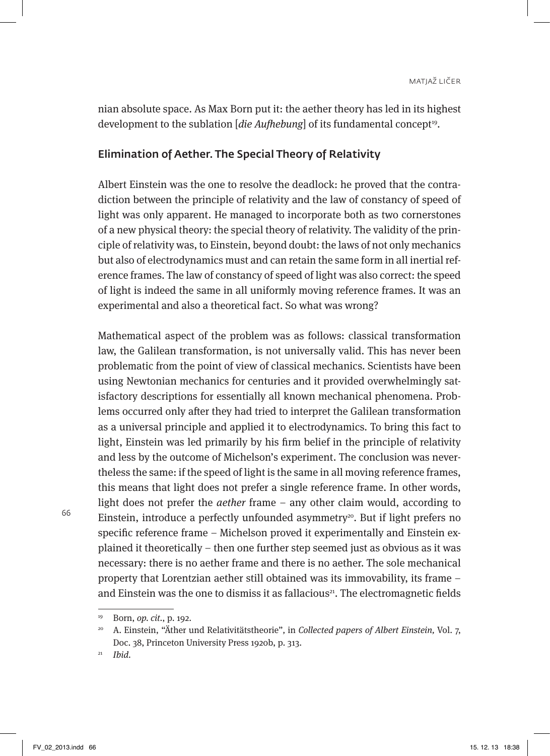nian absolute space. As Max Born put it: the aether theory has led in its highest development to the sublation [*die Aufhebung*] of its fundamental concept[19].

## Elimination of Aether. The Special Theory of Relativity

Albert Einstein was the one to resolve the deadlock: he proved that the contradiction between the principle of relativity and the law of constancy of speed of light was only apparent. He managed to incorporate both as two cornerstones of a new physical theory: the special theory of relativity. The validity of the principle of relativity was, to Einstein, beyond doubt: the laws of not only mechanics but also of electrodynamics must and can retain the same form in all inertial reference frames. The law of constancy of speed of light was also correct: the speed of light is indeed the same in all uniformly moving reference frames. It was an experimental and also a theoretical fact. So what was wrong?

Mathematical aspect of the problem was as follows: classical transformation law, the Galilean transformation, is not universally valid. This has never been problematic from the point of view of classical mechanics. Scientists have been using Newtonian mechanics for centuries and it provided overwhelmingly satisfactory descriptions for essentially all known mechanical phenomena. Problems occurred only after they had tried to interpret the Galilean transformation as a universal principle and applied it to electrodynamics. To bring this fact to light, Einstein was led primarily by his firm belief in the principle of relativity and less by the outcome of Michelson's experiment. The conclusion was nevertheless the same: if the speed of light is the same in all moving reference frames, this means that light does not prefer a single reference frame. In other words, light does not prefer the *aether* frame – any other claim would, according to Einstein, introduce a perfectly unfounded asymmetry[20]. But if light prefers no specific reference frame – Michelson proved it experimentally and Einstein explained it theoretically – then one further step seemed just as obvious as it was necessary: there is no aether frame and there is no aether. The sole mechanical property that Lorentzian aether still obtained was its immovability, its frame – and Einstein was the one to dismiss it as fallacious[21]. The electromagnetic fields

---

[19] Born, *op. cit.*, p. 192.

[20] A. Einstein, "Äther und Relativitätstheorie", in *Collected papers of Albert Einstein*, Vol. 7, Doc. 38, Princeton University Press 1920b, p. 313.

[21] *Ibid.*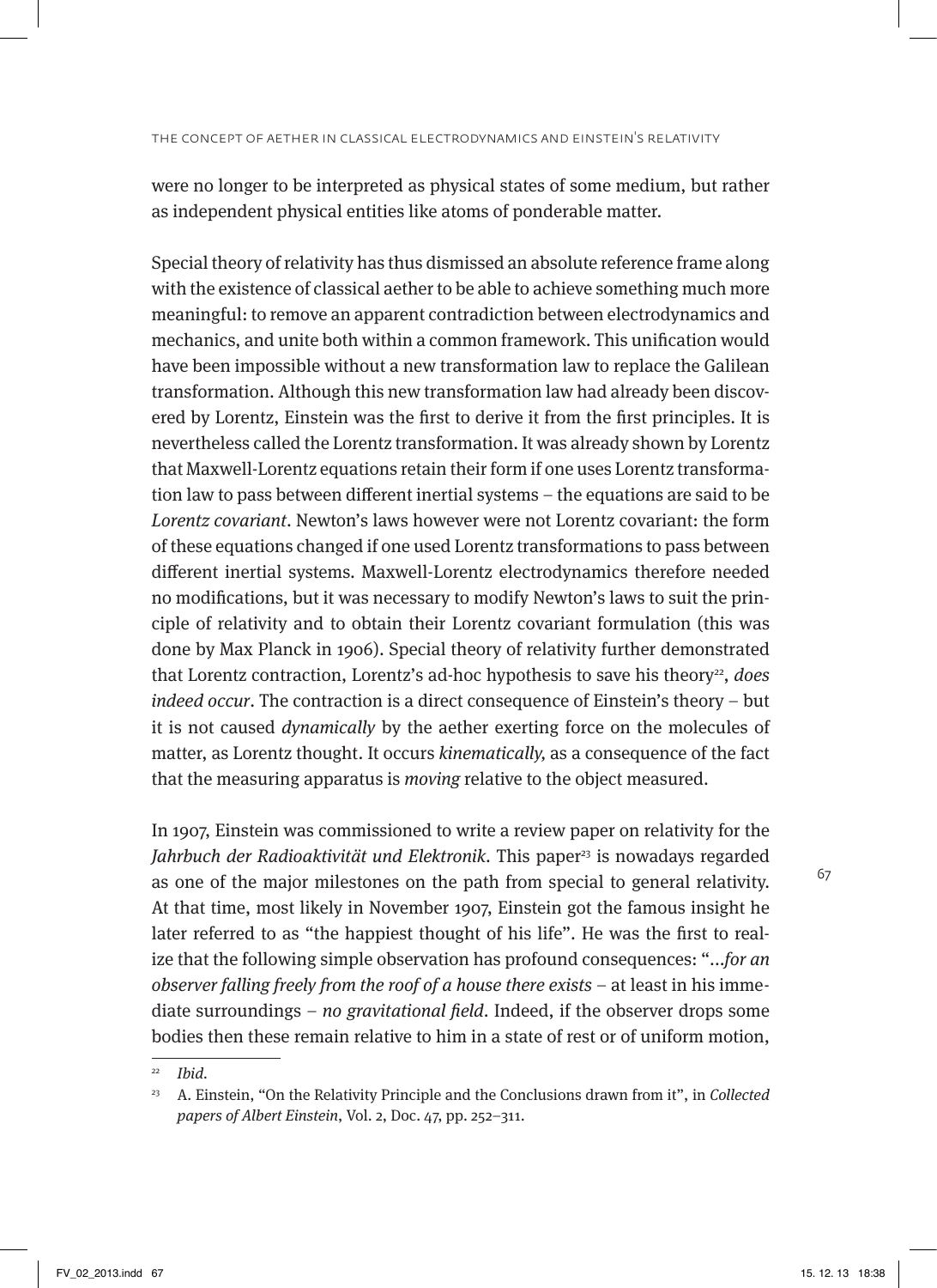were no longer to be interpreted as physical states of some medium, but rather as independent physical entities like atoms of ponderable matter.

Special theory of relativity has thus dismissed an absolute reference frame along with the existence of classical aether to be able to achieve something much more meaningful: to remove an apparent contradiction between electrodynamics and mechanics, and unite both within a common framework. This unification would have been impossible without a new transformation law to replace the Galilean transformation. Although this new transformation law had already been discovered by Lorentz, Einstein was the first to derive it from the first principles. It is nevertheless called the Lorentz transformation. It was already shown by Lorentz that Maxwell-Lorentz equations retain their form if one uses Lorentz transformation law to pass between different inertial systems – the equations are said to be *Lorentz covariant*. Newton's laws however were not Lorentz covariant: the form of these equations changed if one used Lorentz transformations to pass between different inertial systems. Maxwell-Lorentz electrodynamics therefore needed no modifications, but it was necessary to modify Newton's laws to suit the principle of relativity and to obtain their Lorentz covariant formulation (this was done by Max Planck in 1906). Special theory of relativity further demonstrated that Lorentz contraction, Lorentz's ad-hoc hypothesis to save his theory[22], *does indeed occur*. The contraction is a direct consequence of Einstein's theory – but it is not caused *dynamically* by the aether exerting force on the molecules of matter, as Lorentz thought. It occurs *kinematically,* as a consequence of the fact that the measuring apparatus is *moving* relative to the object measured.

In 1907, Einstein was commissioned to write a review paper on relativity for the *Jahrbuch der Radioaktivität und Elektronik*. This paper[23] is nowadays regarded as one of the major milestones on the path from special to general relativity. At that time, most likely in November 1907, Einstein got the famous insight he later referred to as "the happiest thought of his life". He was the first to realize that the following simple observation has profound consequences: "*...for an observer falling freely from the roof of a house there exists* – at least in his immediate surroundings – *no gravitational field*. Indeed, if the observer drops some bodies then these remain relative to him in a state of rest or of uniform motion,

---

[22] *Ibid.*

[23] A. Einstein, "On the Relativity Principle and the Conclusions drawn from it", in *Collected papers of Albert Einstein*, Vol. 2, Doc. 47, pp. 252–311.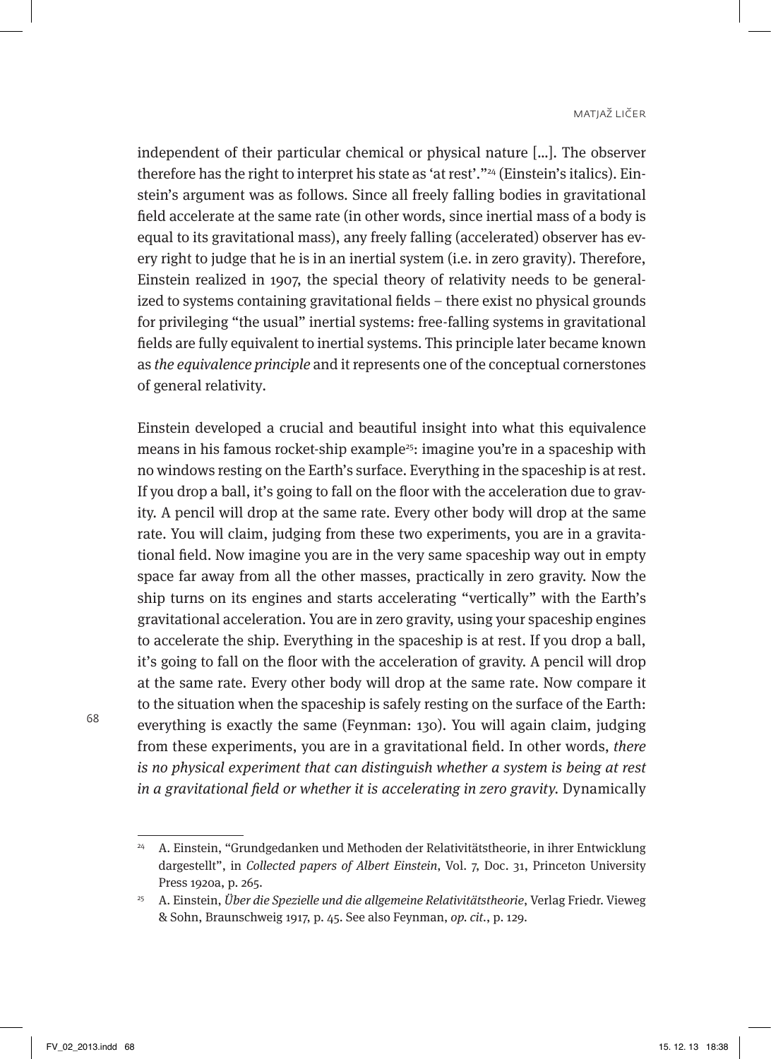independent of their particular chemical or physical nature [...]. The observer therefore has the right to interpret his state as 'at rest'."[24] (Einstein's italics). Einstein's argument was as follows. Since all freely falling bodies in gravitational field accelerate at the same rate (in other words, since inertial mass of a body is equal to its gravitational mass), any freely falling (accelerated) observer has every right to judge that he is in an inertial system (i.e. in zero gravity). Therefore, Einstein realized in 1907, the special theory of relativity needs to be generalized to systems containing gravitational fields – there exist no physical grounds for privileging "the usual" inertial systems: free-falling systems in gravitational fields are fully equivalent to inertial systems. This principle later became known as *the equivalence principle* and it represents one of the conceptual cornerstones of general relativity.

Einstein developed a crucial and beautiful insight into what this equivalence means in his famous rocket-ship example[25]: imagine you're in a spaceship with no windows resting on the Earth's surface. Everything in the spaceship is at rest. If you drop a ball, it's going to fall on the floor with the acceleration due to gravity. A pencil will drop at the same rate. Every other body will drop at the same rate. You will claim, judging from these two experiments, you are in a gravitational field. Now imagine you are in the very same spaceship way out in empty space far away from all the other masses, practically in zero gravity. Now the ship turns on its engines and starts accelerating "vertically" with the Earth's gravitational acceleration. You are in zero gravity, using your spaceship engines to accelerate the ship. Everything in the spaceship is at rest. If you drop a ball, it's going to fall on the floor with the acceleration of gravity. A pencil will drop at the same rate. Every other body will drop at the same rate. Now compare it to the situation when the spaceship is safely resting on the surface of the Earth: everything is exactly the same (Feynman: 130). You will again claim, judging from these experiments, you are in a gravitational field. In other words, *there is no physical experiment that can distinguish whether a system is being at rest in a gravitational field or whether it is accelerating in zero gravity*. Dynamically

---

[24] A. Einstein, "Grundgedanken und Methoden der Relativitätstheorie, in ihrer Entwicklung dargestellt", in *Collected papers of Albert Einstein*, Vol. 7, Doc. 31, Princeton University Press 1920a, p. 265.

[25] A. Einstein, *Über die Spezielle und die allgemeine Relativitätstheorie*, Verlag Friedr. Vieweg & Sohn, Braunschweig 1917, p. 45. See also Feynman, *op. cit.*, p. 129.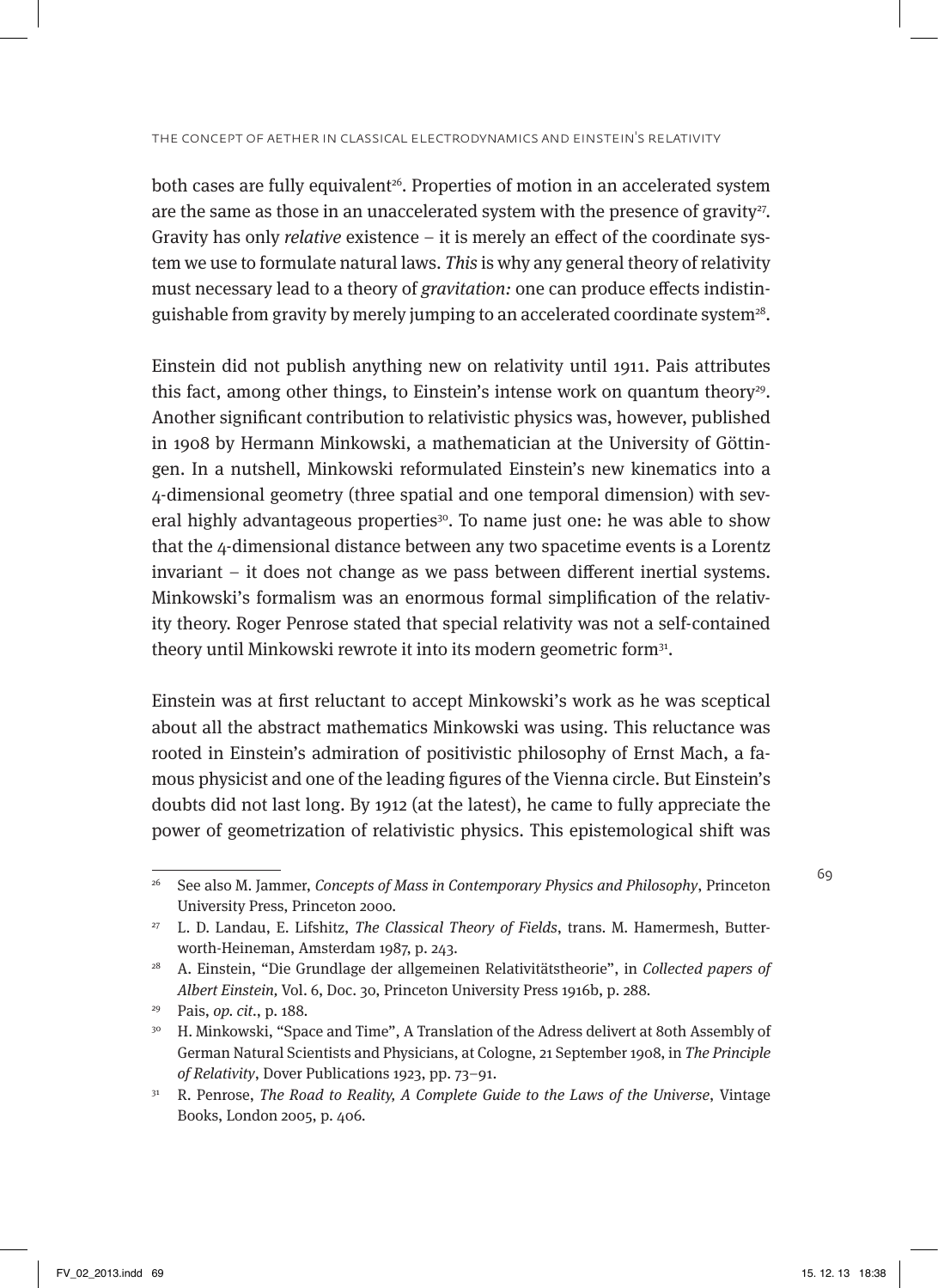both cases are fully equivalent[26]. Properties of motion in an accelerated system are the same as those in an unaccelerated system with the presence of gravity[27]. Gravity has only *relative* existence – it is merely an effect of the coordinate system we use to formulate natural laws. *This* is why any general theory of relativity must necessary lead to a theory of *gravitation:* one can produce effects indistinguishable from gravity by merely jumping to an accelerated coordinate system[28].

Einstein did not publish anything new on relativity until 1911. Pais attributes this fact, among other things, to Einstein's intense work on quantum theory[29]. Another significant contribution to relativistic physics was, however, published in 1908 by Hermann Minkowski, a mathematician at the University of Göttingen. In a nutshell, Minkowski reformulated Einstein's new kinematics into a 4-dimensional geometry (three spatial and one temporal dimension) with several highly advantageous properties[30]. To name just one: he was able to show that the 4-dimensional distance between any two spacetime events is a Lorentz invariant – it does not change as we pass between different inertial systems. Minkowski's formalism was an enormous formal simplification of the relativity theory. Roger Penrose stated that special relativity was not a self-contained theory until Minkowski rewrote it into its modern geometric form[31].

Einstein was at first reluctant to accept Minkowski's work as he was sceptical about all the abstract mathematics Minkowski was using. This reluctance was rooted in Einstein's admiration of positivistic philosophy of Ernst Mach, a famous physicist and one of the leading figures of the Vienna circle. But Einstein's doubts did not last long. By 1912 (at the latest), he came to fully appreciate the power of geometrization of relativistic physics. This epistemological shift was

---

[26] See also M. Jammer, *Concepts of Mass in Contemporary Physics and Philosophy*, Princeton University Press, Princeton 2000.

[27] L. D. Landau, E. Lifshitz, *The Classical Theory of Fields*, trans. M. Hamermesh, Butterworth-Heineman, Amsterdam 1987, p. 243.

[28] A. Einstein, "Die Grundlage der allgemeinen Relativitätstheorie", in *Collected papers of Albert Einstein*, Vol. 6, Doc. 30, Princeton University Press 1916b, p. 288.

[29] Pais, *op. cit.*, p. 188.

[30] H. Minkowski, "Space and Time", A Translation of the Adress delivert at 80th Assembly of German Natural Scientists and Physicians, at Cologne, 21 September 1908, in *The Principle of Relativity*, Dover Publications 1923, pp. 73–91.

[31] R. Penrose, *The Road to Reality, A Complete Guide to the Laws of the Universe*, Vintage Books, London 2005, p. 406.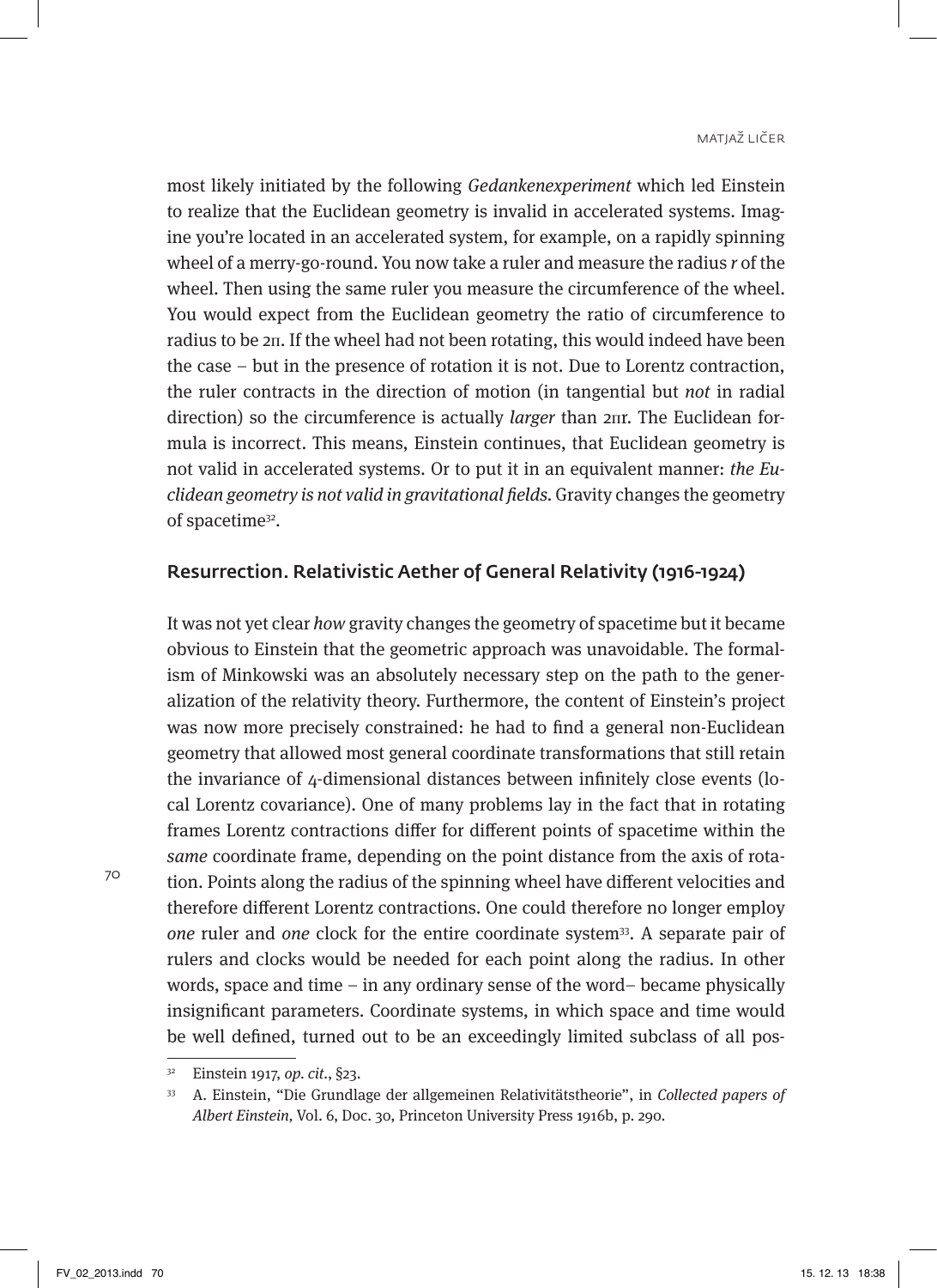most likely initiated by the following *Gedankenexperiment* which led Einstein to realize that the Euclidean geometry is invalid in accelerated systems. Imagine you're located in an accelerated system, for example, on a rapidly spinning wheel of a merry-go-round. You now take a ruler and measure the radius *r* of the wheel. Then using the same ruler you measure the circumference of the wheel. You would expect from the Euclidean geometry the ratio of circumference to radius to be $2\pi$. If the wheel had not been rotating, this would indeed have been the case – but in the presence of rotation it is not. Due to Lorentz contraction, the ruler contracts in the direction of motion (in tangential but *not* in radial direction) so the circumference is actually *larger* than $2\pi r$. The Euclidean formula is incorrect. This means, Einstein continues, that Euclidean geometry is not valid in accelerated systems. Or to put it in an equivalent manner: *the Euclidean geometry is not valid in gravitational fields*. Gravity changes the geometry of spacetime[32].

## Resurrection. Relativistic Aether of General Relativity (1916-1924)

It was not yet clear *how* gravity changes the geometry of spacetime but it became obvious to Einstein that the geometric approach was unavoidable. The formalism of Minkowski was an absolutely necessary step on the path to the generalization of the relativity theory. Furthermore, the content of Einstein's project was now more precisely constrained: he had to find a general non-Euclidean geometry that allowed most general coordinate transformations that still retain the invariance of 4-dimensional distances between infinitely close events (local Lorentz covariance). One of many problems lay in the fact that in rotating frames Lorentz contractions differ for different points of spacetime within the *same* coordinate frame, depending on the point distance from the axis of rotation. Points along the radius of the spinning wheel have different velocities and therefore different Lorentz contractions. One could therefore no longer employ *one* ruler and *one* clock for the entire coordinate system[33]. A separate pair of rulers and clocks would be needed for each point along the radius. In other words, space and time – in any ordinary sense of the word– became physically insignificant parameters. Coordinate systems, in which space and time would be well defined, turned out to be an exceedingly limited subclass of all pos-

---

[32] Einstein 1917, *op. cit.*, §23.

[33] A. Einstein, "Die Grundlage der allgemeinen Relativitätstheorie", in *Collected papers of Albert Einstein*, Vol. 6, Doc. 30, Princeton University Press 1916b, p. 290.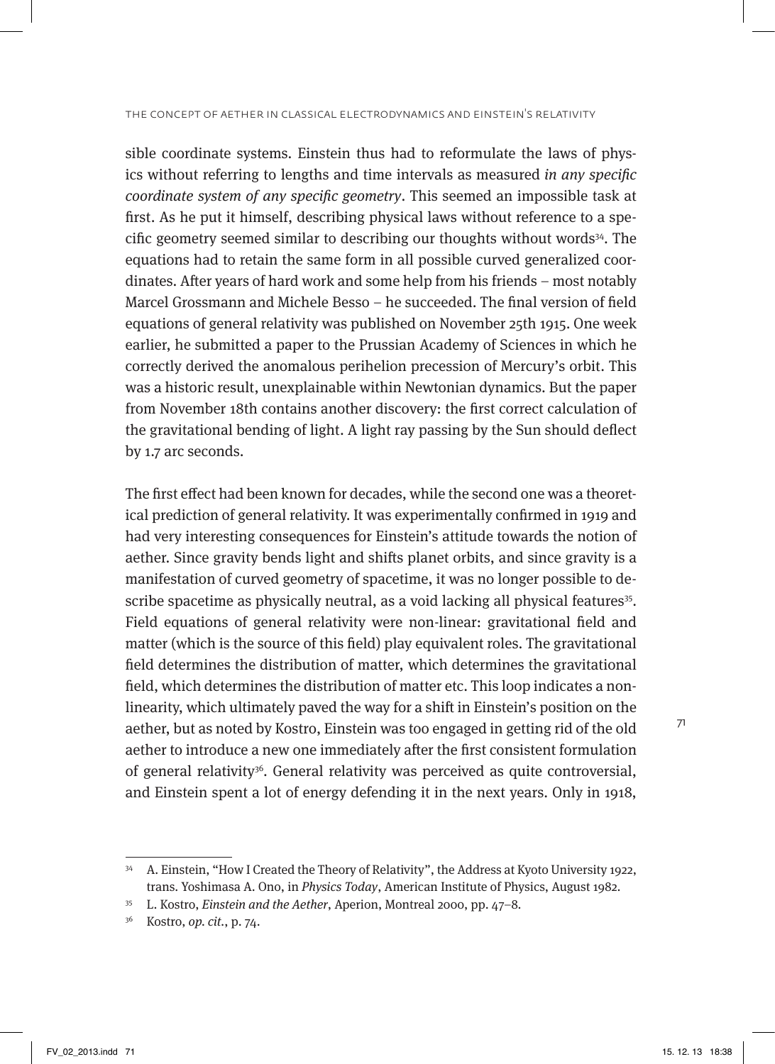sible coordinate systems. Einstein thus had to reformulate the laws of physics without referring to lengths and time intervals as measured *in any specific coordinate system of any specific geometry*. This seemed an impossible task at first. As he put it himself, describing physical laws without reference to a specific geometry seemed similar to describing our thoughts without words[34]. The equations had to retain the same form in all possible curved generalized coordinates. After years of hard work and some help from his friends – most notably Marcel Grossmann and Michele Besso – he succeeded. The final version of field equations of general relativity was published on November 25th 1915. One week earlier, he submitted a paper to the Prussian Academy of Sciences in which he correctly derived the anomalous perihelion precession of Mercury's orbit. This was a historic result, unexplainable within Newtonian dynamics. But the paper from November 18th contains another discovery: the first correct calculation of the gravitational bending of light. A light ray passing by the Sun should deflect by 1.7 arc seconds.

The first effect had been known for decades, while the second one was a theoretical prediction of general relativity. It was experimentally confirmed in 1919 and had very interesting consequences for Einstein's attitude towards the notion of aether. Since gravity bends light and shifts planet orbits, and since gravity is a manifestation of curved geometry of spacetime, it was no longer possible to describe spacetime as physically neutral, as a void lacking all physical features[35]. Field equations of general relativity were non-linear: gravitational field and matter (which is the source of this field) play equivalent roles. The gravitational field determines the distribution of matter, which determines the gravitational field, which determines the distribution of matter etc. This loop indicates a nonlinearity, which ultimately paved the way for a shift in Einstein's position on the aether, but as noted by Kostro, Einstein was too engaged in getting rid of the old aether to introduce a new one immediately after the first consistent formulation of general relativity[36]. General relativity was perceived as quite controversial, and Einstein spent a lot of energy defending it in the next years. Only in 1918,

---

[34] A. Einstein, "How I Created the Theory of Relativity", the Address at Kyoto University 1922, trans. Yoshimasa A. Ono, in *Physics Today*, American Institute of Physics, August 1982.

[35] L. Kostro, *Einstein and the Aether*, Aperion, Montreal 2000, pp. 47–8.

[36] Kostro, *op. cit.*, p. 74.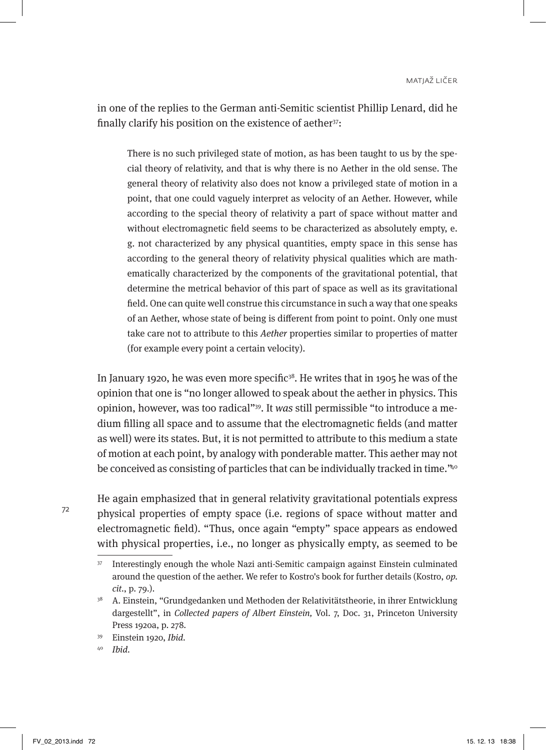in one of the replies to the German anti-Semitic scientist Phillip Lenard, did he finally clarify his position on the existence of aether[37]:

> There is no such privileged state of motion, as has been taught to us by the special theory of relativity, and that is why there is no Aether in the old sense. The general theory of relativity also does not know a privileged state of motion in a point, that one could vaguely interpret as velocity of an Aether. However, while according to the special theory of relativity a part of space without matter and without electromagnetic field seems to be characterized as absolutely empty, e. g. not characterized by any physical quantities, empty space in this sense has according to the general theory of relativity physical qualities which are mathematically characterized by the components of the gravitational potential, that determine the metrical behavior of this part of space as well as its gravitational field. One can quite well construe this circumstance in such a way that one speaks of an Aether, whose state of being is different from point to point. Only one must take care not to attribute to this *Aether* properties similar to properties of matter (for example every point a certain velocity).

In January 1920, he was even more specific[38]. He writes that in 1905 he was of the opinion that one is "no longer allowed to speak about the aether in physics. This opinion, however, was too radical"[39]. It *was* still permissible "to introduce a medium filling all space and to assume that the electromagnetic fields (and matter as well) were its states. But, it is not permitted to attribute to this medium a state of motion at each point, by analogy with ponderable matter. This aether may not be conceived as consisting of particles that can be individually tracked in time."[40]

He again emphasized that in general relativity gravitational potentials express physical properties of empty space (i.e. regions of space without matter and electromagnetic field). "Thus, once again "empty" space appears as endowed with physical properties, i.e., no longer as physically empty, as seemed to be

---

[37] Interestingly enough the whole Nazi anti-Semitic campaign against Einstein culminated around the question of the aether. We refer to Kostro's book for further details (Kostro, *op. cit.*, p. 79.).

[38] A. Einstein, "Grundgedanken und Methoden der Relativitätstheorie, in ihrer Entwicklung dargestellt", in *Collected papers of Albert Einstein*, Vol. 7, Doc. 31, Princeton University Press 1920a, p. 278.

[39] Einstein 1920, *Ibid.*

[40] *Ibid.*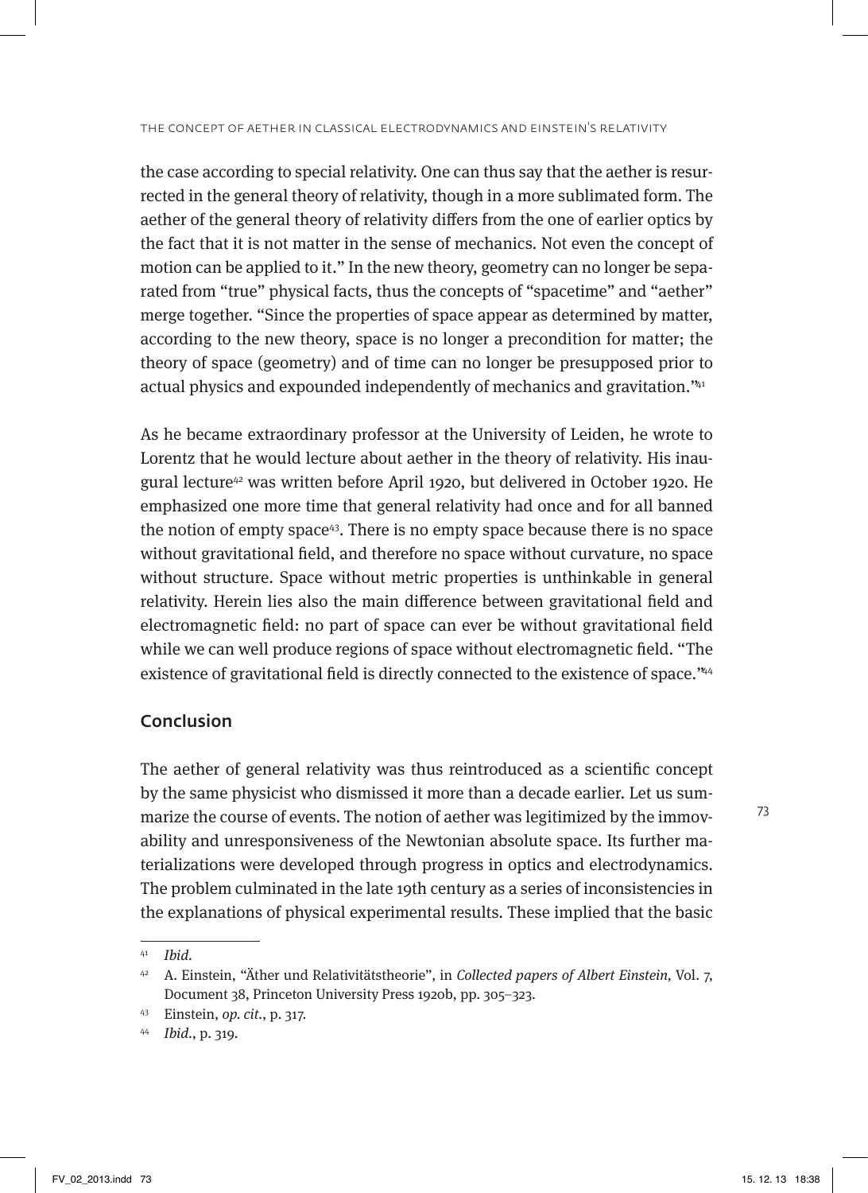the case according to special relativity. One can thus say that the aether is resurrected in the general theory of relativity, though in a more sublimated form. The aether of the general theory of relativity differs from the one of earlier optics by the fact that it is not matter in the sense of mechanics. Not even the concept of motion can be applied to it." In the new theory, geometry can no longer be separated from "true" physical facts, thus the concepts of "spacetime" and "aether" merge together. "Since the properties of space appear as determined by matter, according to the new theory, space is no longer a precondition for matter; the theory of space (geometry) and of time can no longer be presupposed prior to actual physics and expounded independently of mechanics and gravitation."[41]

As he became extraordinary professor at the University of Leiden, he wrote to Lorentz that he would lecture about aether in the theory of relativity. His inaugural lecture[42] was written before April 1920, but delivered in October 1920. He emphasized one more time that general relativity had once and for all banned the notion of empty space[43]. There is no empty space because there is no space without gravitational field, and therefore no space without curvature, no space without structure. Space without metric properties is unthinkable in general relativity. Herein lies also the main difference between gravitational field and electromagnetic field: no part of space can ever be without gravitational field while we can well produce regions of space without electromagnetic field. "The existence of gravitational field is directly connected to the existence of space."[44]

## Conclusion

The aether of general relativity was thus reintroduced as a scientific concept by the same physicist who dismissed it more than a decade earlier. Let us summarize the course of events. The notion of aether was legitimized by the immovability and unresponsiveness of the Newtonian absolute space. Its further materializations were developed through progress in optics and electrodynamics. The problem culminated in the late 19th century as a series of inconsistencies in the explanations of physical experimental results. These implied that the basic

---

[41] *Ibid.*

[42] A. Einstein, "Äther und Relativitätstheorie", in *Collected papers of Albert Einstein*, Vol. 7, Document 38, Princeton University Press 1920b, pp. 305–323.

[43] Einstein, *op. cit.*, p. 317.

[44] *Ibid.*, p. 319.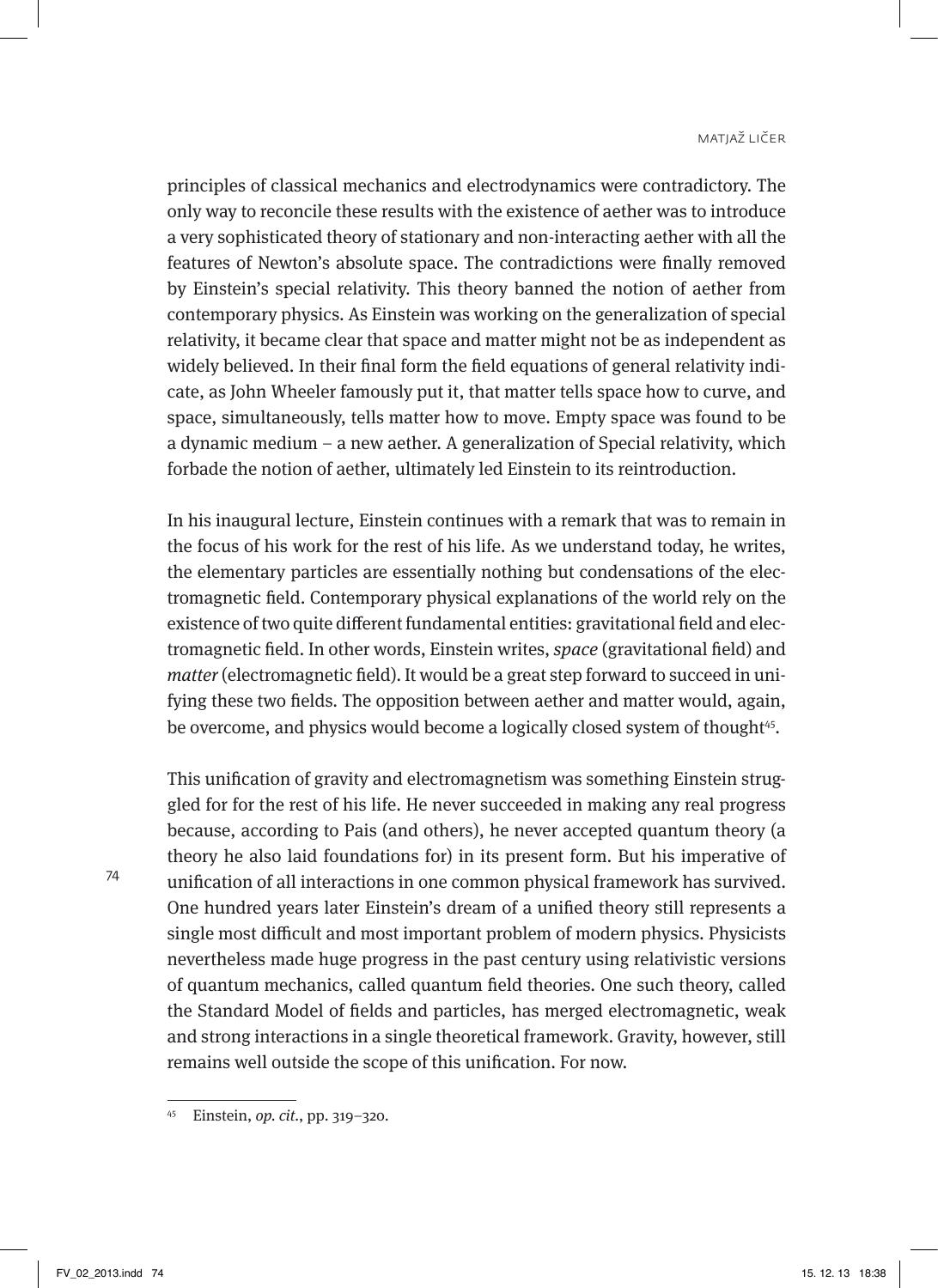principles of classical mechanics and electrodynamics were contradictory. The only way to reconcile these results with the existence of aether was to introduce a very sophisticated theory of stationary and non-interacting aether with all the features of Newton's absolute space. The contradictions were finally removed by Einstein's special relativity. This theory banned the notion of aether from contemporary physics. As Einstein was working on the generalization of special relativity, it became clear that space and matter might not be as independent as widely believed. In their final form the field equations of general relativity indicate, as John Wheeler famously put it, that matter tells space how to curve, and space, simultaneously, tells matter how to move. Empty space was found to be a dynamic medium – a new aether. A generalization of Special relativity, which forbade the notion of aether, ultimately led Einstein to its reintroduction.

In his inaugural lecture, Einstein continues with a remark that was to remain in the focus of his work for the rest of his life. As we understand today, he writes, the elementary particles are essentially nothing but condensations of the electromagnetic field. Contemporary physical explanations of the world rely on the existence of two quite different fundamental entities: gravitational field and electromagnetic field. In other words, Einstein writes, *space* (gravitational field) and *matter* (electromagnetic field). It would be a great step forward to succeed in unifying these two fields. The opposition between aether and matter would, again, be overcome, and physics would become a logically closed system of thought[45].

This unification of gravity and electromagnetism was something Einstein struggled for for the rest of his life. He never succeeded in making any real progress because, according to Pais (and others), he never accepted quantum theory (a theory he also laid foundations for) in its present form. But his imperative of unification of all interactions in one common physical framework has survived. One hundred years later Einstein's dream of a unified theory still represents a single most difficult and most important problem of modern physics. Physicists nevertheless made huge progress in the past century using relativistic versions of quantum mechanics, called quantum field theories. One such theory, called the Standard Model of fields and particles, has merged electromagnetic, weak and strong interactions in a single theoretical framework. Gravity, however, still remains well outside the scope of this unification. For now.

[45] Einstein, *op. cit.*, pp. 319–320.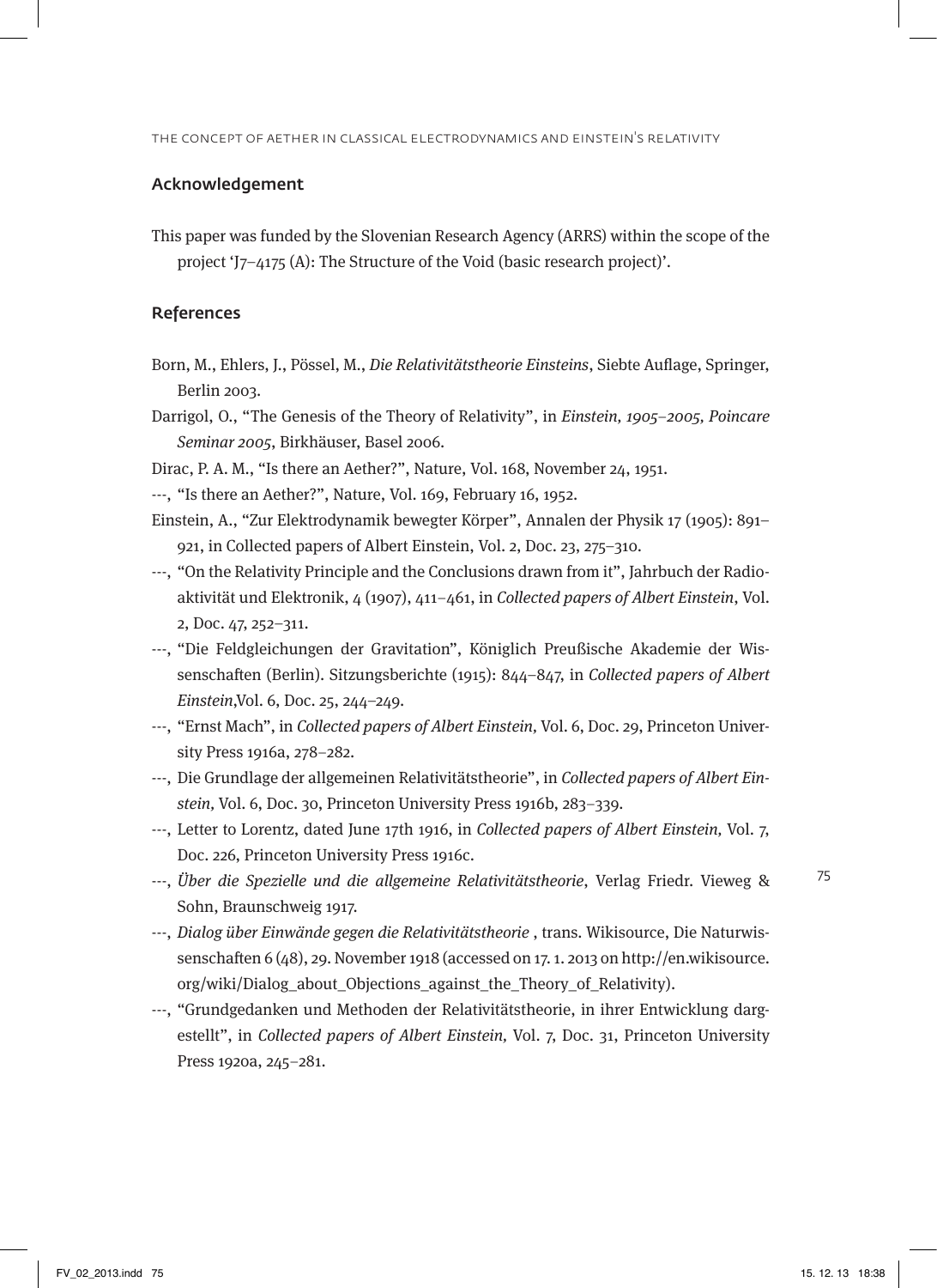## Acknowledgement

This paper was funded by the Slovenian Research Agency (ARRS) within the scope of the project 'J7–4175 (A): The Structure of the Void (basic research project)'.

## References

Born, M., Ehlers, J., Pössel, M., *Die Relativitätstheorie Einsteins*, Siebte Auflage, Springer, Berlin 2003.

Darrigol, O., "The Genesis of the Theory of Relativity", in *Einstein, 1905–2005, Poincare Seminar 2005*, Birkhäuser, Basel 2006.

Dirac, P. A. M., "Is there an Aether?", Nature, Vol. 168, November 24, 1951.

---, "Is there an Aether?", Nature, Vol. 169, February 16, 1952.

Einstein, A., "Zur Elektrodynamik bewegter Körper", Annalen der Physik 17 (1905): 891–921, in Collected papers of Albert Einstein, Vol. 2, Doc. 23, 275–310.

---, "On the Relativity Principle and the Conclusions drawn from it", Jahrbuch der Radioaktivität und Elektronik, 4 (1907), 411–461, in *Collected papers of Albert Einstein*, Vol. 2, Doc. 47, 252–311.

---, "Die Feldgleichungen der Gravitation", Königlich Preußische Akademie der Wissenschaften (Berlin). Sitzungsberichte (1915): 844–847, in *Collected papers of Albert Einstein*,Vol. 6, Doc. 25, 244–249.

---, "Ernst Mach", in *Collected papers of Albert Einstein,* Vol. 6, Doc. 29, Princeton University Press 1916a, 278–282.

---, Die Grundlage der allgemeinen Relativitätstheorie", in *Collected papers of Albert Einstein,* Vol. 6, Doc. 30, Princeton University Press 1916b, 283–339.

---, Letter to Lorentz, dated June 17th 1916, in *Collected papers of Albert Einstein,* Vol. 7, Doc. 226, Princeton University Press 1916c.

---, *Über die Spezielle und die allgemeine Relativitätstheorie*, Verlag Friedr. Vieweg & Sohn, Braunschweig 1917.

---, *Dialog über Einwände gegen die Relativitätstheorie* , trans. Wikisource, Die Naturwissenschaften 6 (48), 29. November 1918 (accessed on 17. 1. 2013 on http://en.wikisource.org/wiki/Dialog_about_Objections_against_the_Theory_of_Relativity).

---, "Grundgedanken und Methoden der Relativitätstheorie, in ihrer Entwicklung dargestellt", in *Collected papers of Albert Einstein,* Vol. 7, Doc. 31, Princeton University Press 1920a, 245–281.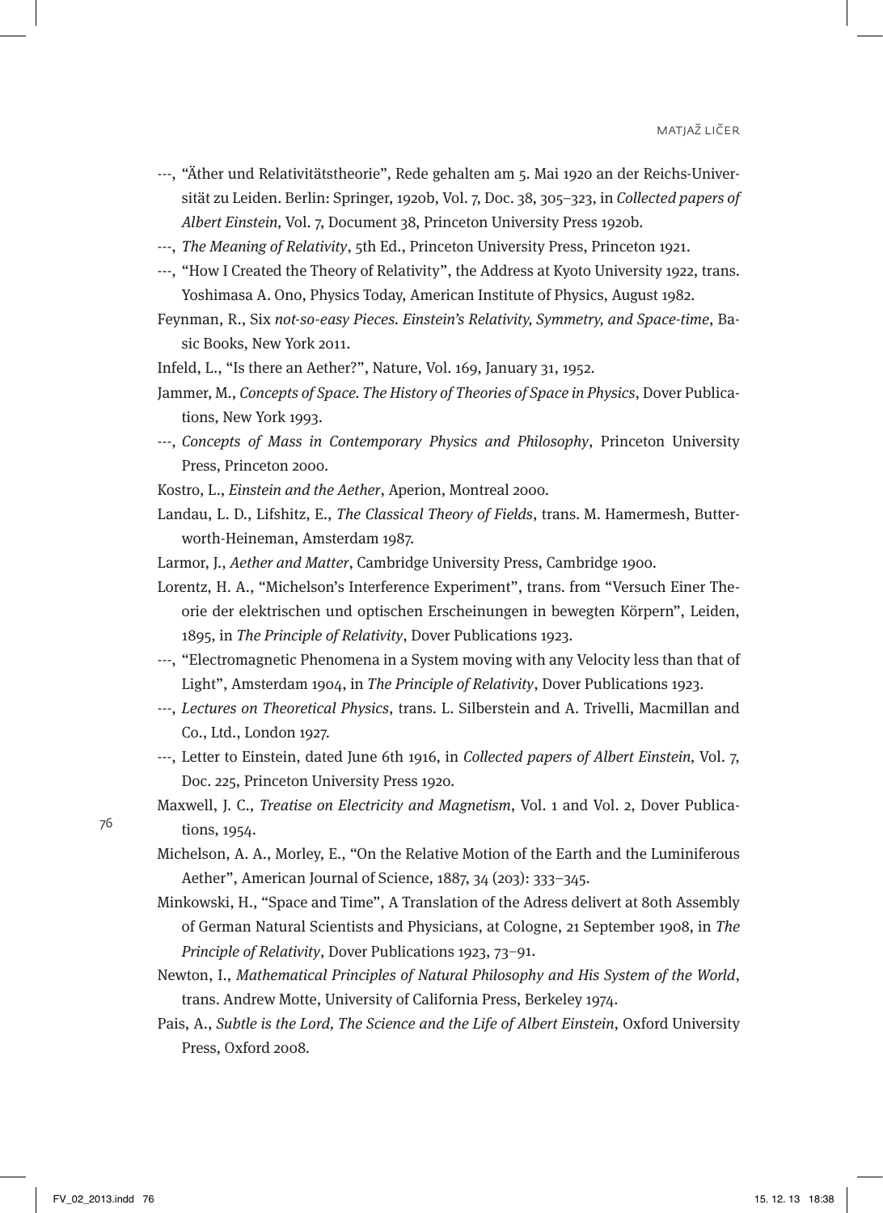---, "Äther und Relativitätstheorie", Rede gehalten am 5. Mai 1920 an der Reichs-Universität zu Leiden. Berlin: Springer, 1920b, Vol. 7, Doc. 38, 305–323, in *Collected papers of Albert Einstein,* Vol. 7, Document 38, Princeton University Press 1920b.

---, *The Meaning of Relativity*, 5th Ed., Princeton University Press, Princeton 1921.

---, "How I Created the Theory of Relativity", the Address at Kyoto University 1922, trans. Yoshimasa A. Ono, Physics Today, American Institute of Physics, August 1982.

Feynman, R., Six *not-so-easy Pieces. Einstein's Relativity, Symmetry, and Space-time*, Basic Books, New York 2011.

Infeld, L., "Is there an Aether?", Nature, Vol. 169, January 31, 1952.

Jammer, M., *Concepts of Space. The History of Theories of Space in Physics*, Dover Publications, New York 1993.

---, *Concepts of Mass in Contemporary Physics and Philosophy*, Princeton University Press, Princeton 2000.

Kostro, L., *Einstein and the Aether*, Aperion, Montreal 2000.

Landau, L. D., Lifshitz, E., *The Classical Theory of Fields*, trans. M. Hamermesh, Butterworth-Heineman, Amsterdam 1987.

Larmor, J., *Aether and Matter*, Cambridge University Press, Cambridge 1900.

Lorentz, H. A., "Michelson's Interference Experiment", trans. from "Versuch Einer Theorie der elektrischen und optischen Erscheinungen in bewegten Körpern", Leiden, 1895, in *The Principle of Relativity*, Dover Publications 1923.

---, "Electromagnetic Phenomena in a System moving with any Velocity less than that of Light", Amsterdam 1904, in *The Principle of Relativity*, Dover Publications 1923.

---, *Lectures on Theoretical Physics*, trans. L. Silberstein and A. Trivelli, Macmillan and Co., Ltd., London 1927.

---, Letter to Einstein, dated June 6th 1916, in *Collected papers of Albert Einstein,* Vol. 7, Doc. 225, Princeton University Press 1920.

Maxwell, J. C., *Treatise on Electricity and Magnetism*, Vol. 1 and Vol. 2, Dover Publications, 1954.

Michelson, A. A., Morley, E., "On the Relative Motion of the Earth and the Luminiferous Aether", American Journal of Science, 1887, 34 (203): 333–345.

Minkowski, H., "Space and Time", A Translation of the Adress delivert at 80th Assembly of German Natural Scientists and Physicians, at Cologne, 21 September 1908, in *The Principle of Relativity*, Dover Publications 1923, 73–91.

Newton, I., *Mathematical Principles of Natural Philosophy and His System of the World*, trans. Andrew Motte, University of California Press, Berkeley 1974.

Pais, A., *Subtle is the Lord, The Science and the Life of Albert Einstein*, Oxford University Press, Oxford 2008.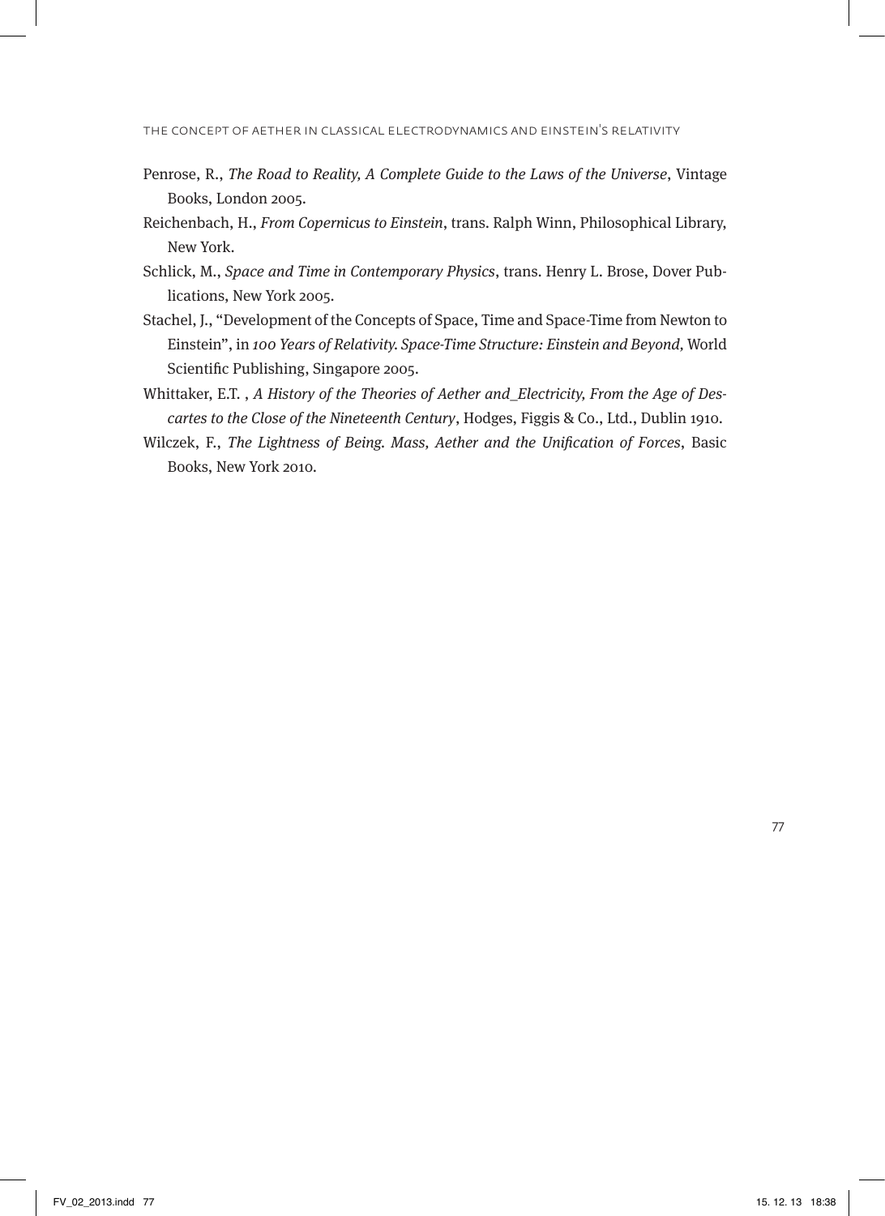Penrose, R., *The Road to Reality, A Complete Guide to the Laws of the Universe*, Vintage Books, London 2005.

Reichenbach, H., *From Copernicus to Einstein*, trans. Ralph Winn, Philosophical Library, New York.

Schlick, M., *Space and Time in Contemporary Physics*, trans. Henry L. Brose, Dover Publications, New York 2005.

Stachel, J., "Development of the Concepts of Space, Time and Space-Time from Newton to Einstein", in *100 Years of Relativity. Space-Time Structure: Einstein and Beyond,* World Scientific Publishing, Singapore 2005.

Whittaker, E.T. , *A History of the Theories of Aether and_Electricity, From the Age of Descartes to the Close of the Nineteenth Century*, Hodges, Figgis & Co., Ltd., Dublin 1910.

Wilczek, F., *The Lightness of Being. Mass, Aether and the Unification of Forces*, Basic Books, New York 2010.